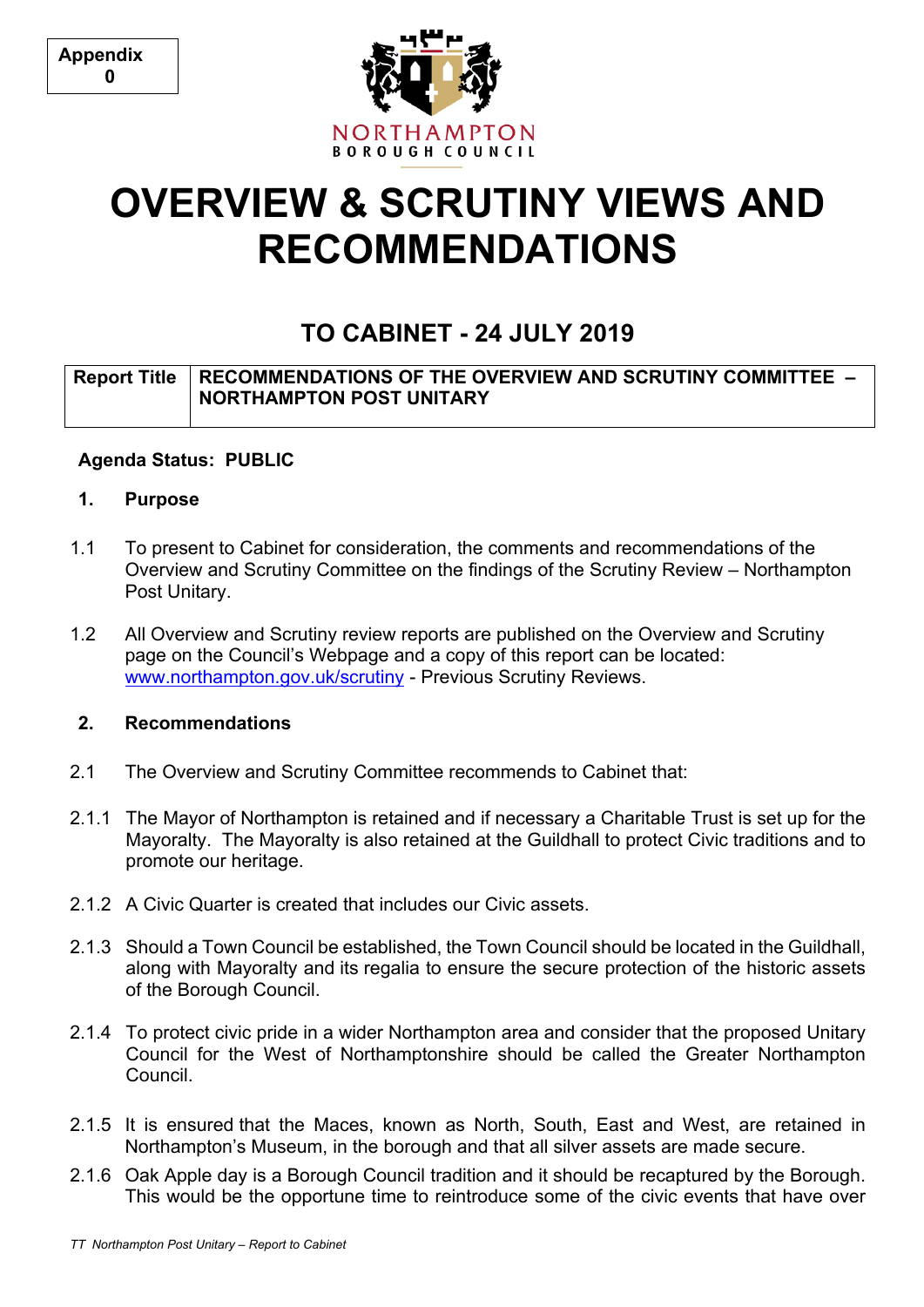Appendix 0

NORTHAMPTON
BOROUGH COUNCIL

# OVERVIEW & SCRUTINY VIEWS AND RECOMMENDATIONS

## TO CABINET - 24 JULY 2019

| Report Title | RECOMMENDATIONS OF THE OVERVIEW AND SCRUTINY COMMITTEE – NORTHAMPTON POST UNITARY |
|---|---|

**Agenda Status: PUBLIC**

### 1. Purpose

1.1 To present to Cabinet for consideration, the comments and recommendations of the Overview and Scrutiny Committee on the findings of the Scrutiny Review – Northampton Post Unitary.

1.2 All Overview and Scrutiny review reports are published on the Overview and Scrutiny page on the Council's Webpage and a copy of this report can be located: www.northampton.gov.uk/scrutiny - Previous Scrutiny Reviews.

### 2. Recommendations

2.1 The Overview and Scrutiny Committee recommends to Cabinet that:

2.1.1 The Mayor of Northampton is retained and if necessary a Charitable Trust is set up for the Mayoralty. The Mayoralty is also retained at the Guildhall to protect Civic traditions and to promote our heritage.

2.1.2 A Civic Quarter is created that includes our Civic assets.

2.1.3 Should a Town Council be established, the Town Council should be located in the Guildhall, along with Mayoralty and its regalia to ensure the secure protection of the historic assets of the Borough Council.

2.1.4 To protect civic pride in a wider Northampton area and consider that the proposed Unitary Council for the West of Northamptonshire should be called the Greater Northampton Council.

2.1.5 It is ensured that the Maces, known as North, South, East and West, are retained in Northampton's Museum, in the borough and that all silver assets are made secure.

2.1.6 Oak Apple day is a Borough Council tradition and it should be recaptured by the Borough. This would be the opportune time to reintroduce some of the civic events that have over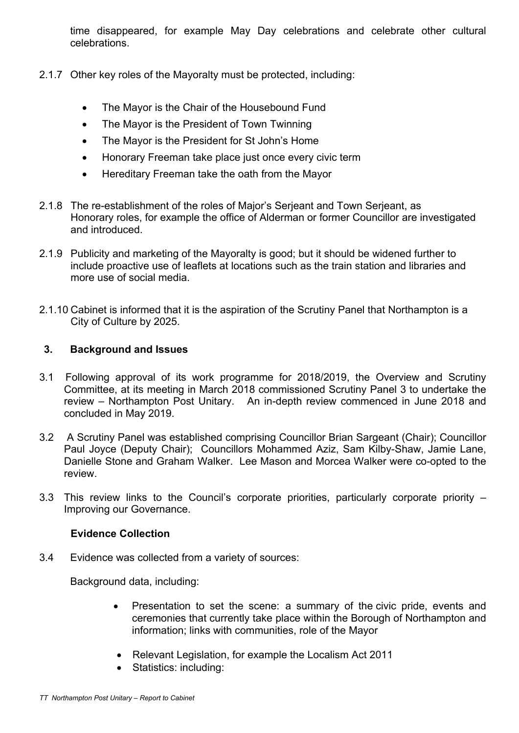time disappeared, for example May Day celebrations and celebrate other cultural celebrations.

2.1.7 Other key roles of the Mayoralty must be protected, including:

- The Mayor is the Chair of the Housebound Fund
- The Mayor is the President of Town Twinning
- The Mayor is the President for St John's Home
- Honorary Freeman take place just once every civic term
- Hereditary Freeman take the oath from the Mayor

2.1.8 The re-establishment of the roles of Major's Serjeant and Town Serjeant, as Honorary roles, for example the office of Alderman or former Councillor are investigated and introduced.

2.1.9 Publicity and marketing of the Mayoralty is good; but it should be widened further to include proactive use of leaflets at locations such as the train station and libraries and more use of social media.

2.1.10 Cabinet is informed that it is the aspiration of the Scrutiny Panel that Northampton is a City of Culture by 2025.

## 3. Background and Issues

3.1 Following approval of its work programme for 2018/2019, the Overview and Scrutiny Committee, at its meeting in March 2018 commissioned Scrutiny Panel 3 to undertake the review – Northampton Post Unitary. An in-depth review commenced in June 2018 and concluded in May 2019.

3.2 A Scrutiny Panel was established comprising Councillor Brian Sargeant (Chair); Councillor Paul Joyce (Deputy Chair); Councillors Mohammed Aziz, Sam Kilby-Shaw, Jamie Lane, Danielle Stone and Graham Walker. Lee Mason and Morcea Walker were co-opted to the review.

3.3 This review links to the Council's corporate priorities, particularly corporate priority – Improving our Governance.

### Evidence Collection

3.4 Evidence was collected from a variety of sources:

Background data, including:

- Presentation to set the scene: a summary of the civic pride, events and ceremonies that currently take place within the Borough of Northampton and information; links with communities, role of the Mayor
- Relevant Legislation, for example the Localism Act 2011
- Statistics: including: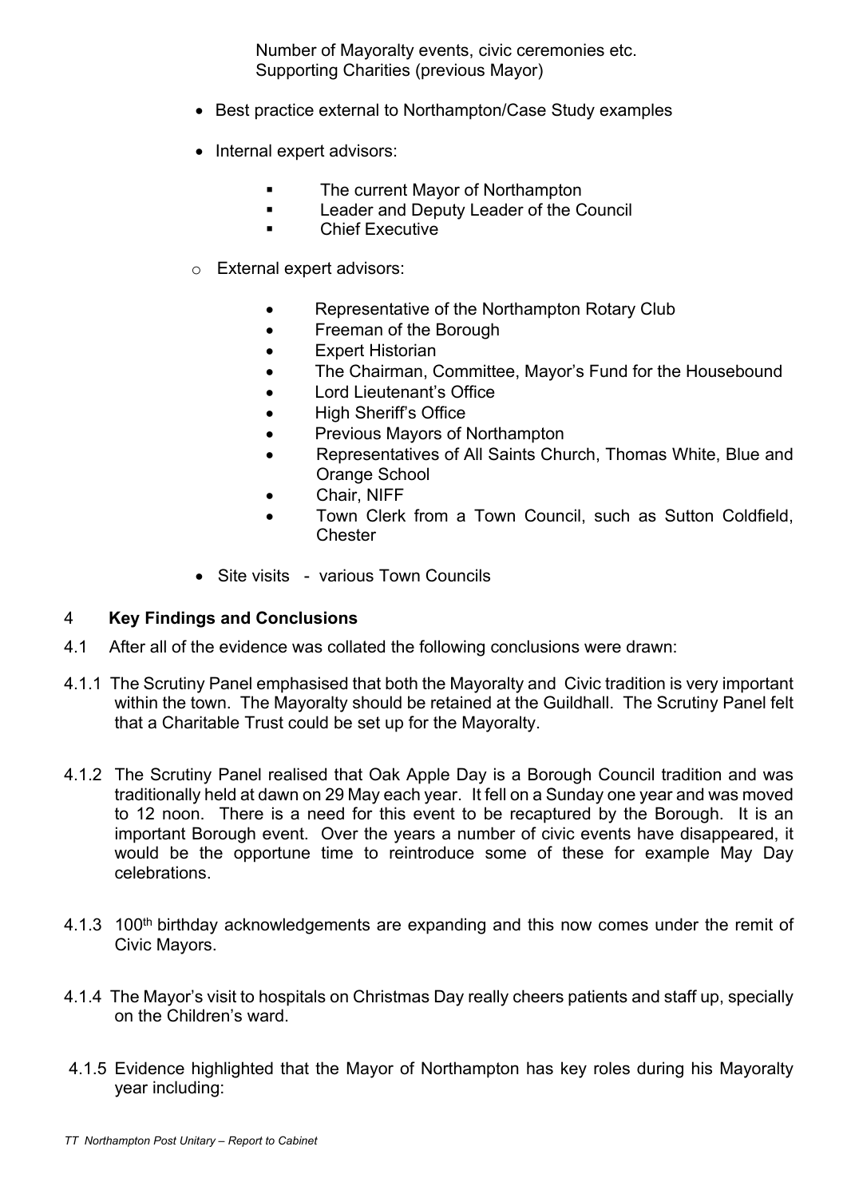Number of Mayoralty events, civic ceremonies etc.
Supporting Charities (previous Mayor)

- Best practice external to Northampton/Case Study examples
- Internal expert advisors:
  - The current Mayor of Northampton
  - Leader and Deputy Leader of the Council
  - Chief Executive
- External expert advisors:
  - Representative of the Northampton Rotary Club
  - Freeman of the Borough
  - Expert Historian
  - The Chairman, Committee, Mayor's Fund for the Housebound
  - Lord Lieutenant's Office
  - High Sheriff's Office
  - Previous Mayors of Northampton
  - Representatives of All Saints Church, Thomas White, Blue and Orange School
  - Chair, NIFF
  - Town Clerk from a Town Council, such as Sutton Coldfield, Chester
- Site visits - various Town Councils

## 4 Key Findings and Conclusions

4.1 After all of the evidence was collated the following conclusions were drawn:

4.1.1 The Scrutiny Panel emphasised that both the Mayoralty and Civic tradition is very important within the town. The Mayoralty should be retained at the Guildhall. The Scrutiny Panel felt that a Charitable Trust could be set up for the Mayoralty.

4.1.2 The Scrutiny Panel realised that Oak Apple Day is a Borough Council tradition and was traditionally held at dawn on 29 May each year. It fell on a Sunday one year and was moved to 12 noon. There is a need for this event to be recaptured by the Borough. It is an important Borough event. Over the years a number of civic events have disappeared, it would be the opportune time to reintroduce some of these for example May Day celebrations.

4.1.3 100th birthday acknowledgements are expanding and this now comes under the remit of Civic Mayors.

4.1.4 The Mayor's visit to hospitals on Christmas Day really cheers patients and staff up, specially on the Children's ward.

4.1.5 Evidence highlighted that the Mayor of Northampton has key roles during his Mayoralty year including: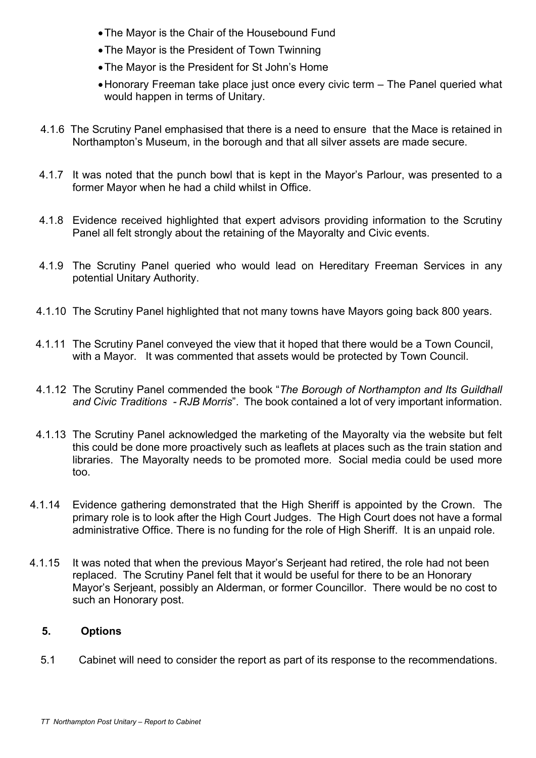- The Mayor is the Chair of the Housebound Fund
- The Mayor is the President of Town Twinning
- The Mayor is the President for St John's Home
- Honorary Freeman take place just once every civic term – The Panel queried what would happen in terms of Unitary.

4.1.6 The Scrutiny Panel emphasised that there is a need to ensure that the Mace is retained in Northampton's Museum, in the borough and that all silver assets are made secure.

4.1.7 It was noted that the punch bowl that is kept in the Mayor's Parlour, was presented to a former Mayor when he had a child whilst in Office.

4.1.8 Evidence received highlighted that expert advisors providing information to the Scrutiny Panel all felt strongly about the retaining of the Mayoralty and Civic events.

4.1.9 The Scrutiny Panel queried who would lead on Hereditary Freeman Services in any potential Unitary Authority.

4.1.10 The Scrutiny Panel highlighted that not many towns have Mayors going back 800 years.

4.1.11 The Scrutiny Panel conveyed the view that it hoped that there would be a Town Council, with a Mayor. It was commented that assets would be protected by Town Council.

4.1.12 The Scrutiny Panel commended the book "*The Borough of Northampton and Its Guildhall and Civic Traditions - RJB Morris*". The book contained a lot of very important information.

4.1.13 The Scrutiny Panel acknowledged the marketing of the Mayoralty via the website but felt this could be done more proactively such as leaflets at places such as the train station and libraries. The Mayoralty needs to be promoted more. Social media could be used more too.

4.1.14 Evidence gathering demonstrated that the High Sheriff is appointed by the Crown. The primary role is to look after the High Court Judges. The High Court does not have a formal administrative Office. There is no funding for the role of High Sheriff. It is an unpaid role.

4.1.15 It was noted that when the previous Mayor's Serjeant had retired, the role had not been replaced. The Scrutiny Panel felt that it would be useful for there to be an Honorary Mayor's Serjeant, possibly an Alderman, or former Councillor. There would be no cost to such an Honorary post.

## 5. Options

5.1 Cabinet will need to consider the report as part of its response to the recommendations.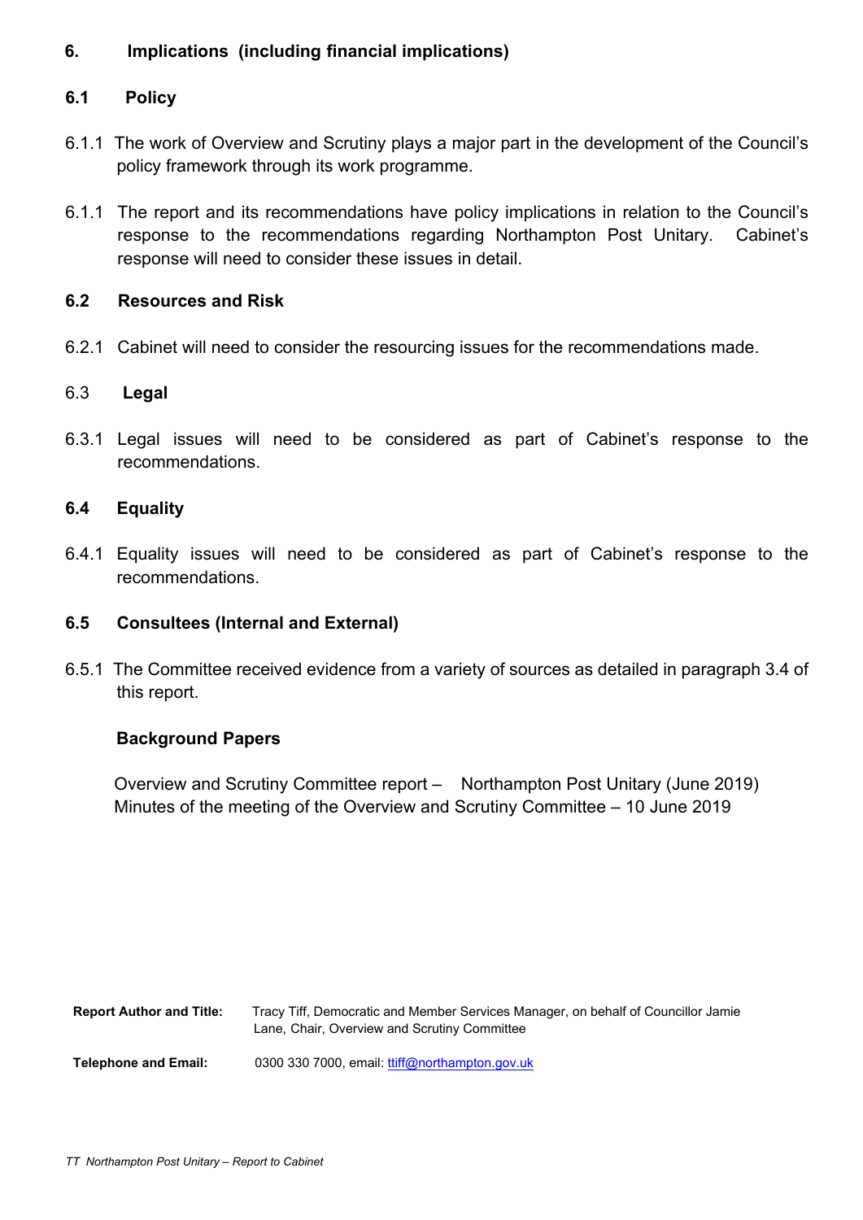## 6. Implications (including financial implications)

### 6.1 Policy

6.1.1 The work of Overview and Scrutiny plays a major part in the development of the Council's policy framework through its work programme.

6.1.1 The report and its recommendations have policy implications in relation to the Council's response to the recommendations regarding Northampton Post Unitary. Cabinet's response will need to consider these issues in detail.

### 6.2 Resources and Risk

6.2.1 Cabinet will need to consider the resourcing issues for the recommendations made.

### 6.3 Legal

6.3.1 Legal issues will need to be considered as part of Cabinet's response to the recommendations.

### 6.4 Equality

6.4.1 Equality issues will need to be considered as part of Cabinet's response to the recommendations.

### 6.5 Consultees (Internal and External)

6.5.1 The Committee received evidence from a variety of sources as detailed in paragraph 3.4 of this report.

**Background Papers**

Overview and Scrutiny Committee report – Northampton Post Unitary (June 2019)
Minutes of the meeting of the Overview and Scrutiny Committee – 10 June 2019

| | |
|---|---|
| **Report Author and Title:** | Tracy Tiff, Democratic and Member Services Manager, on behalf of Councillor Jamie Lane, Chair, Overview and Scrutiny Committee |
| **Telephone and Email:** | 0300 330 7000, email: ttiff@northampton.gov.uk |

*TT Northampton Post Unitary – Report to Cabinet*